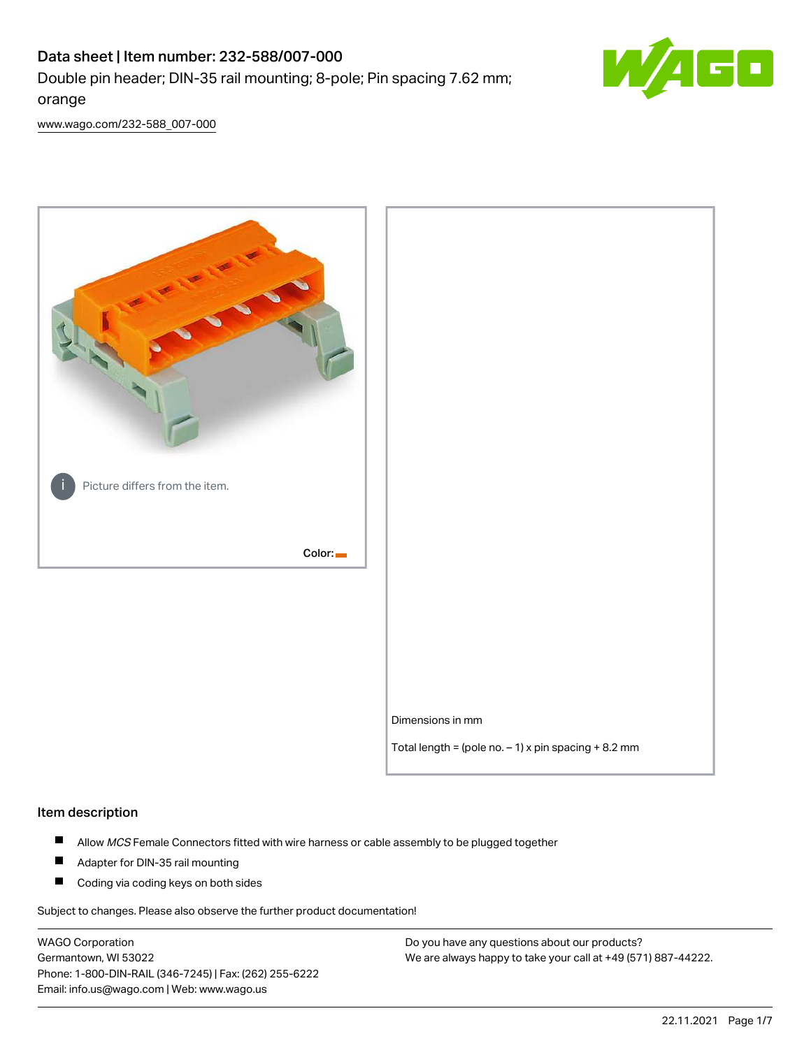# Data sheet | Item number: 232-588/007-000

Double pin header; DIN-35 rail mounting; 8-pole; Pin spacing 7.62 mm; orange

www.wago.com/232-588_007-000

Picture differs from the item.

Color:

Dimensions in mm

Total length = (pole no. – 1) x pin spacing + 8.2 mm

## Item description

- Allow *MCS* Female Connectors fitted with wire harness or cable assembly to be plugged together
- Adapter for DIN-35 rail mounting
- Coding via coding keys on both sides

Subject to changes. Please also observe the further product documentation!

WAGO Corporation
Germantown, WI 53022
Phone: 1-800-DIN-RAIL (346-7245) | Fax: (262) 255-6222
Email: info.us@wago.com | Web: www.wago.us

Do you have any questions about our products?
We are always happy to take your call at +49 (571) 887-44222.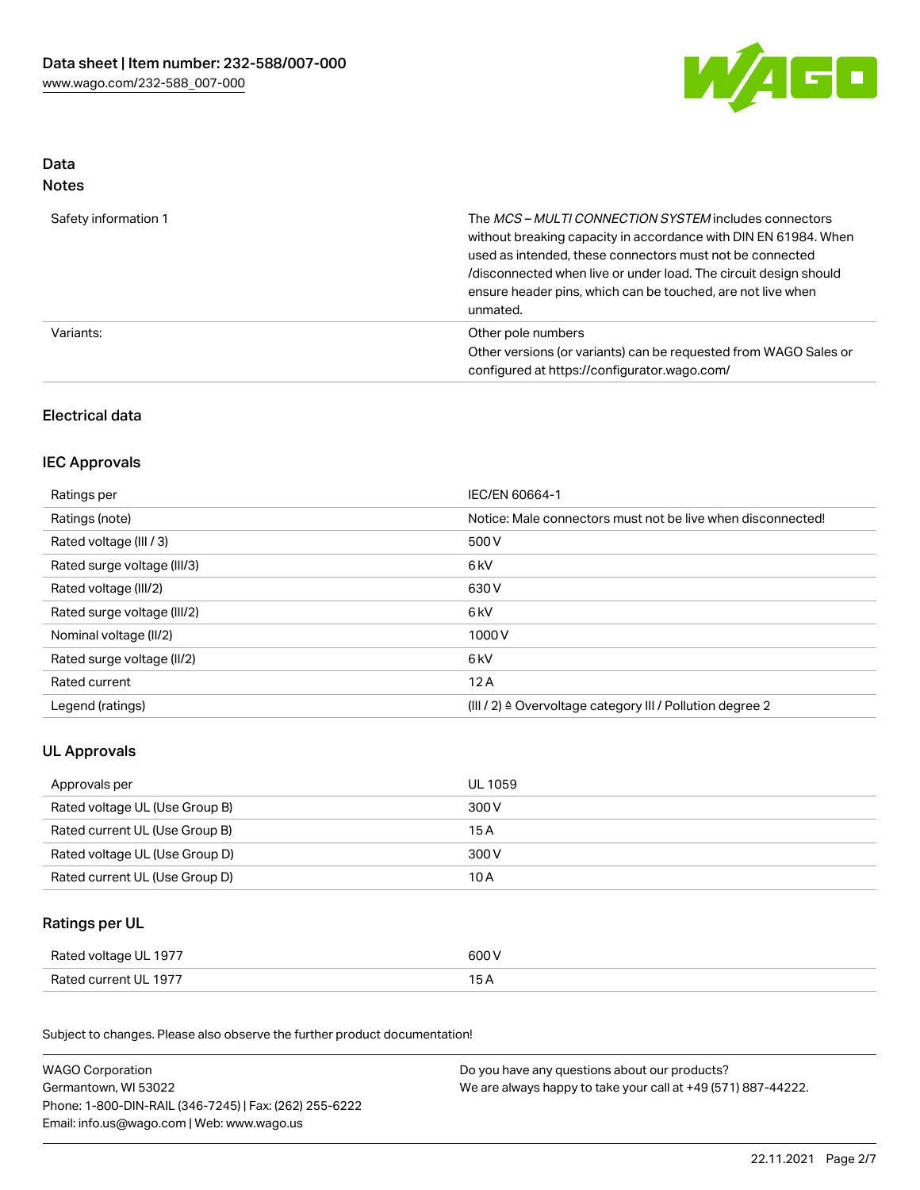## Data
### Notes

| | |
|---|---|
| Safety information 1 | The *MCS – MULTI CONNECTION SYSTEM* includes connectors without breaking capacity in accordance with DIN EN 61984. When used as intended, these connectors must not be connected /disconnected when live or under load. The circuit design should ensure header pins, which can be touched, are not live when unmated. |
| Variants: | Other pole numbers<br>Other versions (or variants) can be requested from WAGO Sales or configured at https://configurator.wago.com/ |

### Electrical data

#### IEC Approvals

| | |
|---|---|
| Ratings per | IEC/EN 60664-1 |
| Ratings (note) | Notice: Male connectors must not be live when disconnected! |
| Rated voltage (III / 3) | 500 V |
| Rated surge voltage (III/3) | 6 kV |
| Rated voltage (III/2) | 630 V |
| Rated surge voltage (III/2) | 6 kV |
| Nominal voltage (II/2) | 1000 V |
| Rated surge voltage (II/2) | 6 kV |
| Rated current | 12 A |
| Legend (ratings) | (III / 2) ≙ Overvoltage category III / Pollution degree 2 |

#### UL Approvals

| | |
|---|---|
| Approvals per | UL 1059 |
| Rated voltage UL (Use Group B) | 300 V |
| Rated current UL (Use Group B) | 15 A |
| Rated voltage UL (Use Group D) | 300 V |
| Rated current UL (Use Group D) | 10 A |

#### Ratings per UL

| | |
|---|---|
| Rated voltage UL 1977 | 600 V |
| Rated current UL 1977 | 15 A |

Subject to changes. Please also observe the further product documentation!

WAGO Corporation
Germantown, WI 53022
Phone: 1-800-DIN-RAIL (346-7245) | Fax: (262) 255-6222
Email: info.us@wago.com | Web: www.wago.us

Do you have any questions about our products?
We are always happy to take your call at +49 (571) 887-44222.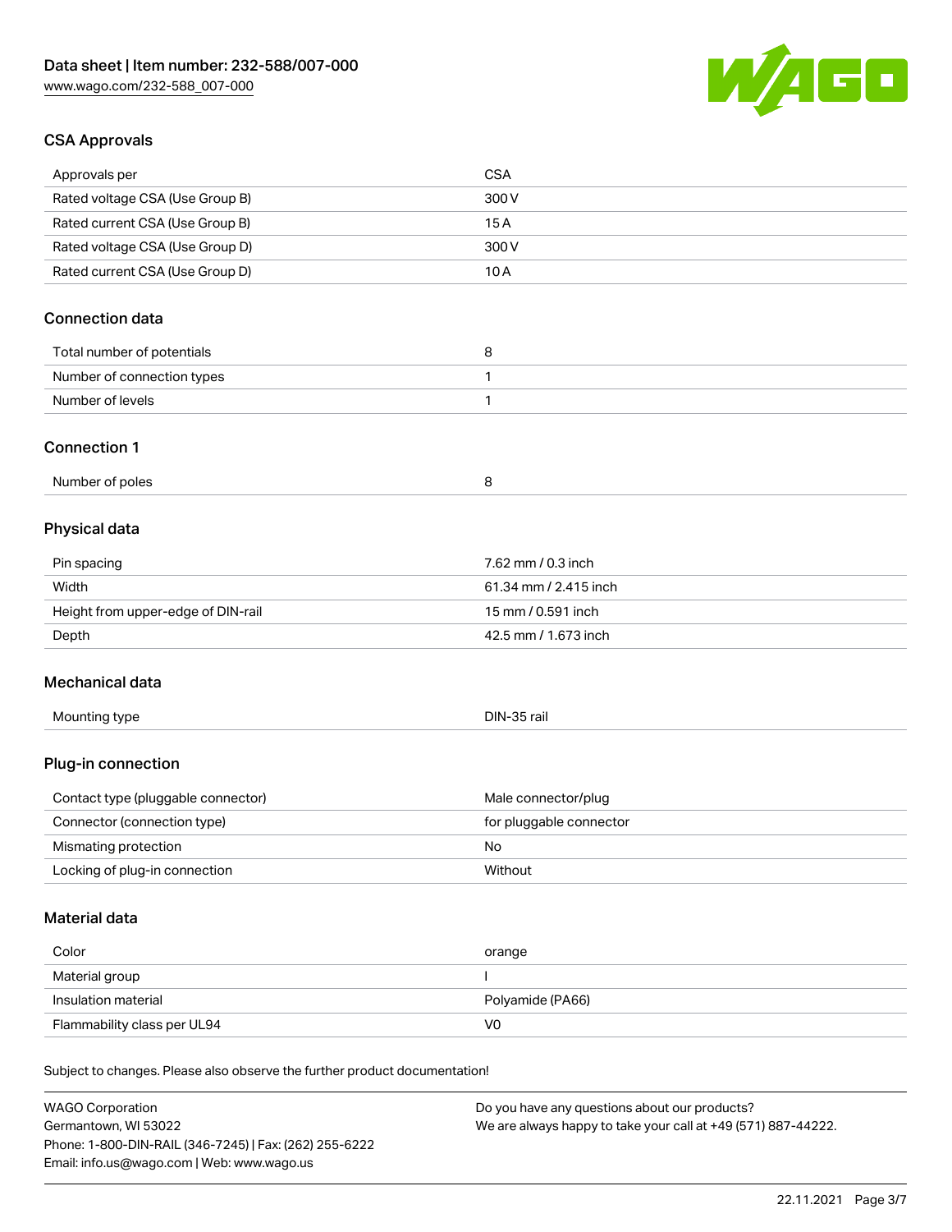## CSA Approvals

| Approvals per | CSA |
| --- | --- |
| Rated voltage CSA (Use Group B) | 300 V |
| Rated current CSA (Use Group B) | 15 A |
| Rated voltage CSA (Use Group D) | 300 V |
| Rated current CSA (Use Group D) | 10 A |

## Connection data

| Total number of potentials | 8 |
| --- | --- |
| Number of connection types | 1 |
| Number of levels | 1 |

## Connection 1

| Number of poles | 8 |
| --- | --- |

## Physical data

| Pin spacing | 7.62 mm / 0.3 inch |
| --- | --- |
| Width | 61.34 mm / 2.415 inch |
| Height from upper-edge of DIN-rail | 15 mm / 0.591 inch |
| Depth | 42.5 mm / 1.673 inch |

## Mechanical data

| Mounting type | DIN-35 rail |
| --- | --- |

## Plug-in connection

| Contact type (pluggable connector) | Male connector/plug |
| --- | --- |
| Connector (connection type) | for pluggable connector |
| Mismating protection | No |
| Locking of plug-in connection | Without |

## Material data

| Color | orange |
| --- | --- |
| Material group | I |
| Insulation material | Polyamide (PA66) |
| Flammability class per UL94 | V0 |

Subject to changes. Please also observe the further product documentation!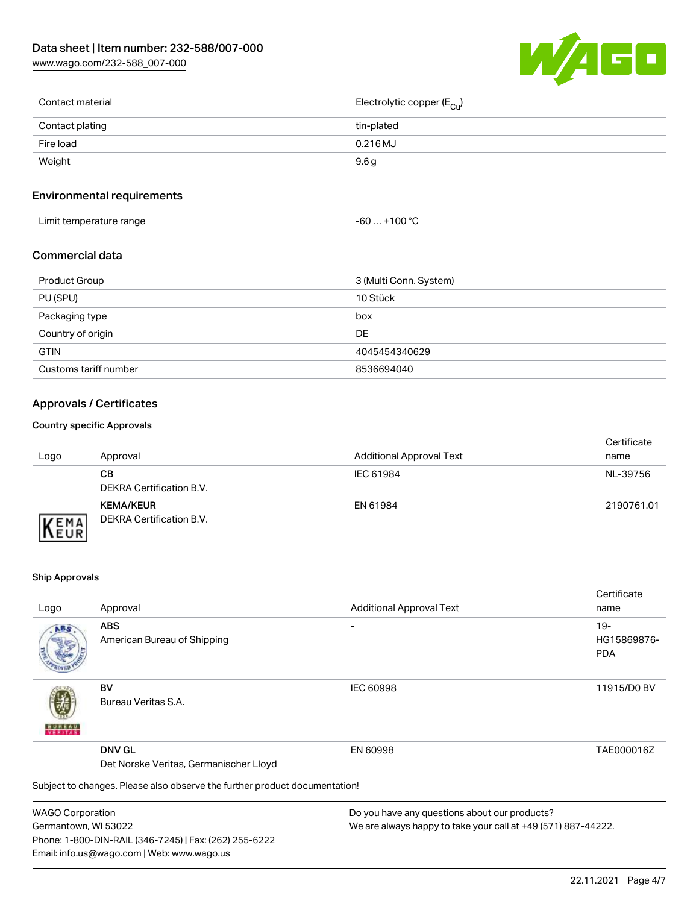| Contact material | Electrolytic copper ($E_{Cu}$) |
| --- | --- |
| Contact plating | tin-plated |
| Fire load | 0.216 MJ |
| Weight | 9.6 g |

## Environmental requirements

| Limit temperature range | -60 … +100 °C |
| --- | --- |

## Commercial data

| Product Group | 3 (Multi Conn. System) |
| --- | --- |
| PU (SPU) | 10 Stück |
| Packaging type | box |
| Country of origin | DE |
| GTIN | 4045454340629 |
| Customs tariff number | 8536694040 |

## Approvals / Certificates

### Country specific Approvals

| Logo | Approval | Additional Approval Text | Certificate name |
| --- | --- | --- | --- |
| | **CB** DEKRA Certification B.V. | IEC 61984 | NL-39756 |
| | **KEMA/KEUR** DEKRA Certification B.V. | EN 61984 | 2190761.01 |

### Ship Approvals

| Logo | Approval | Additional Approval Text | Certificate name |
| --- | --- | --- | --- |
| | **ABS** American Bureau of Shipping | - | 19-HG15869876-PDA |
| | **BV** Bureau Veritas S.A. | IEC 60998 | 11915/D0 BV |
| | **DNV GL** Det Norske Veritas, Germanischer Lloyd | EN 60998 | TAE000016Z |

Subject to changes. Please also observe the further product documentation!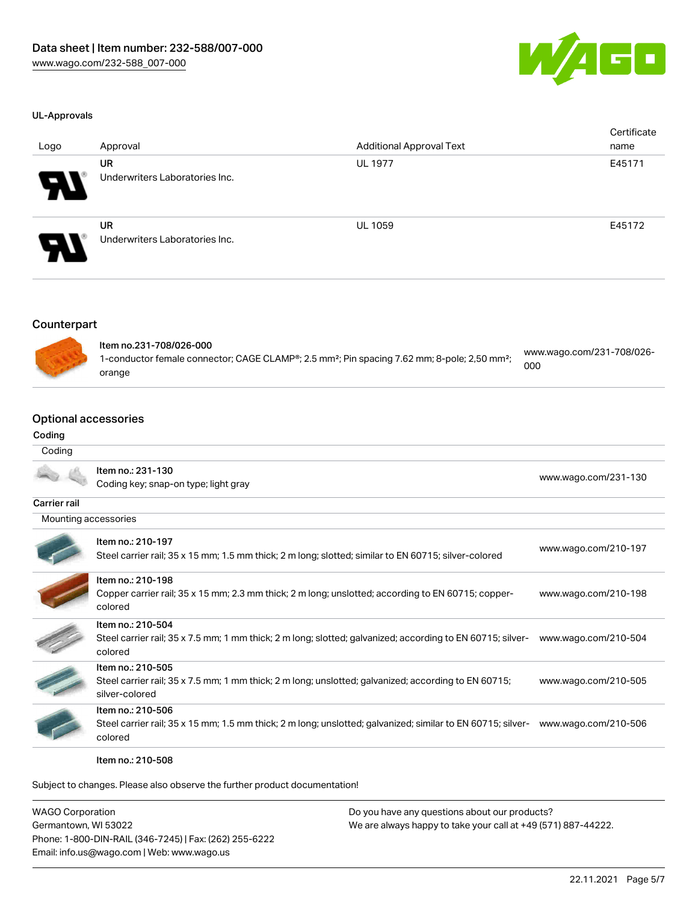## UL-Approvals

| Logo | Approval | Additional Approval Text | Certificate name |
|---|---|---|---|
| | **UR** Underwriters Laboratories Inc. | UL 1977 | E45171 |
| | **UR** Underwriters Laboratories Inc. | UL 1059 | E45172 |

## Counterpart

| | | |
|---|---|---|
| | Item no.231-708/026-000<br>1-conductor female connector; CAGE CLAMP®; 2.5 mm²; Pin spacing 7.62 mm; 8-pole; 2,50 mm²; orange | www.wago.com/231-708/026-000 |

## Optional accessories

### Coding

| Coding | | |
|---|---|---|
| | Item no.: 231-130<br>Coding key; snap-on type; light gray | www.wago.com/231-130 |

### Carrier rail

| Mounting accessories | | |
|---|---|---|
| | Item no.: 210-197<br>Steel carrier rail; 35 x 15 mm; 1.5 mm thick; 2 m long; slotted; similar to EN 60715; silver-colored | www.wago.com/210-197 |
| | Item no.: 210-198<br>Copper carrier rail; 35 x 15 mm; 2.3 mm thick; 2 m long; unslotted; according to EN 60715; copper-colored | www.wago.com/210-198 |
| | Item no.: 210-504<br>Steel carrier rail; 35 x 7.5 mm; 1 mm thick; 2 m long; slotted; galvanized; according to EN 60715; silver-colored | www.wago.com/210-504 |
| | Item no.: 210-505<br>Steel carrier rail; 35 x 7.5 mm; 1 mm thick; 2 m long; unslotted; galvanized; according to EN 60715; silver-colored | www.wago.com/210-505 |
| | Item no.: 210-506<br>Steel carrier rail; 35 x 15 mm; 1.5 mm thick; 2 m long; unslotted; galvanized; similar to EN 60715; silver-colored | www.wago.com/210-506 |
| | Item no.: 210-508 | |

Subject to changes. Please also observe the further product documentation!

WAGO Corporation
Germantown, WI 53022
Phone: 1-800-DIN-RAIL (346-7245) | Fax: (262) 255-6222
Email: info.us@wago.com | Web: www.wago.us

Do you have any questions about our products?
We are always happy to take your call at +49 (571) 887-44222.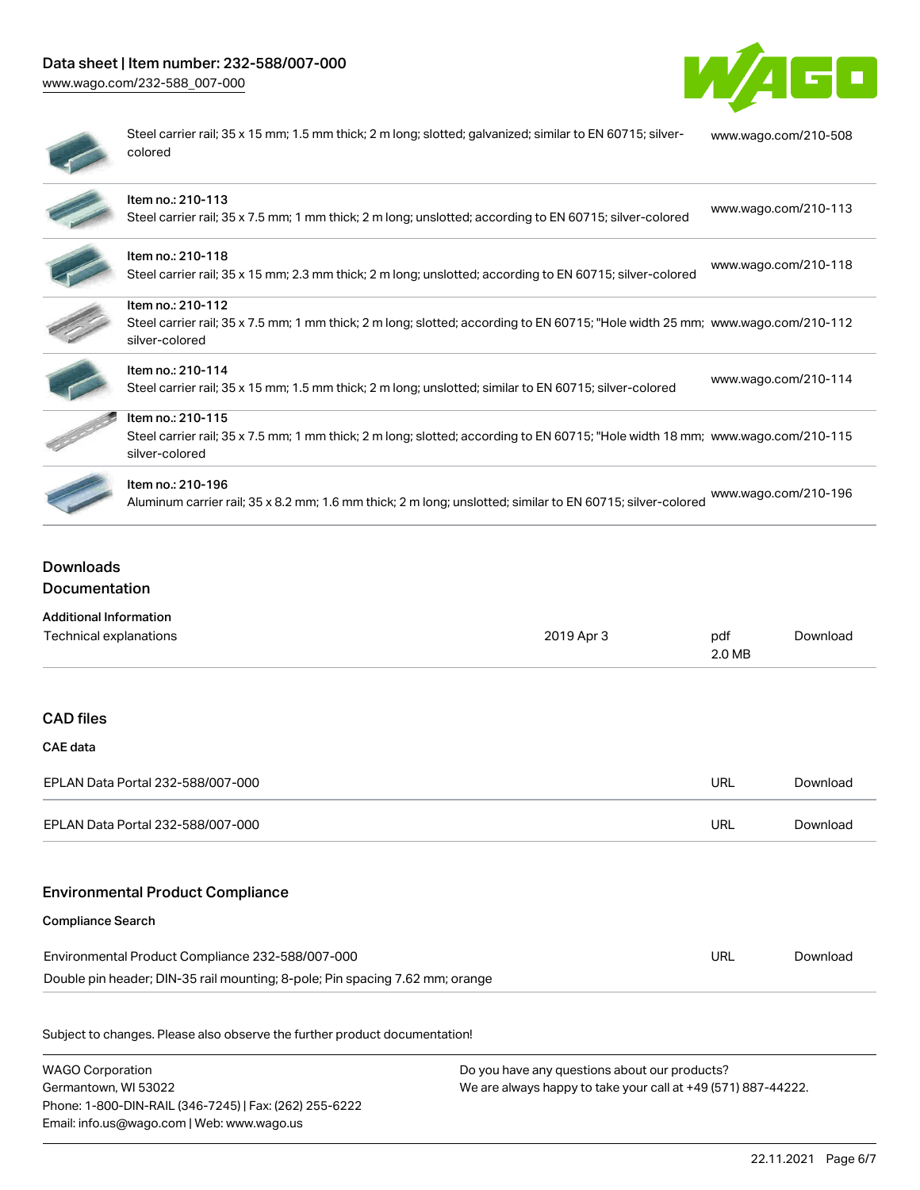| | | |
|---|---|---|
| | Steel carrier rail; 35 x 15 mm; 1.5 mm thick; 2 m long; slotted; galvanized; similar to EN 60715; silver-colored | www.wago.com/210-508 |
| | Item no.: 210-113<br>Steel carrier rail; 35 x 7.5 mm; 1 mm thick; 2 m long; unslotted; according to EN 60715; silver-colored | www.wago.com/210-113 |
| | Item no.: 210-118<br>Steel carrier rail; 35 x 15 mm; 2.3 mm thick; 2 m long; unslotted; according to EN 60715; silver-colored | www.wago.com/210-118 |
| | Item no.: 210-112<br>Steel carrier rail; 35 x 7.5 mm; 1 mm thick; 2 m long; slotted; according to EN 60715; "Hole width 25 mm; silver-colored | www.wago.com/210-112 |
| | Item no.: 210-114<br>Steel carrier rail; 35 x 15 mm; 1.5 mm thick; 2 m long; unslotted; similar to EN 60715; silver-colored | www.wago.com/210-114 |
| | Item no.: 210-115<br>Steel carrier rail; 35 x 7.5 mm; 1 mm thick; 2 m long; slotted; according to EN 60715; "Hole width 18 mm; silver-colored | www.wago.com/210-115 |
| | Item no.: 210-196<br>Aluminum carrier rail; 35 x 8.2 mm; 1.6 mm thick; 2 m long; unslotted; similar to EN 60715; silver-colored | www.wago.com/210-196 |

## Downloads
## Documentation

### Additional Information

| | | | |
|---|---|---|---|
| Technical explanations | 2019 Apr 3 | pdf<br>2.0 MB | Download |

## CAD files

### CAE data

| | | |
|---|---|---|
| EPLAN Data Portal 232-588/007-000 | URL | Download |
| EPLAN Data Portal 232-588/007-000 | URL | Download |

## Environmental Product Compliance

### Compliance Search

| | | |
|---|---|---|
| Environmental Product Compliance 232-588/007-000<br>Double pin header; DIN-35 rail mounting; 8-pole; Pin spacing 7.62 mm; orange | URL | Download |

Subject to changes. Please also observe the further product documentation!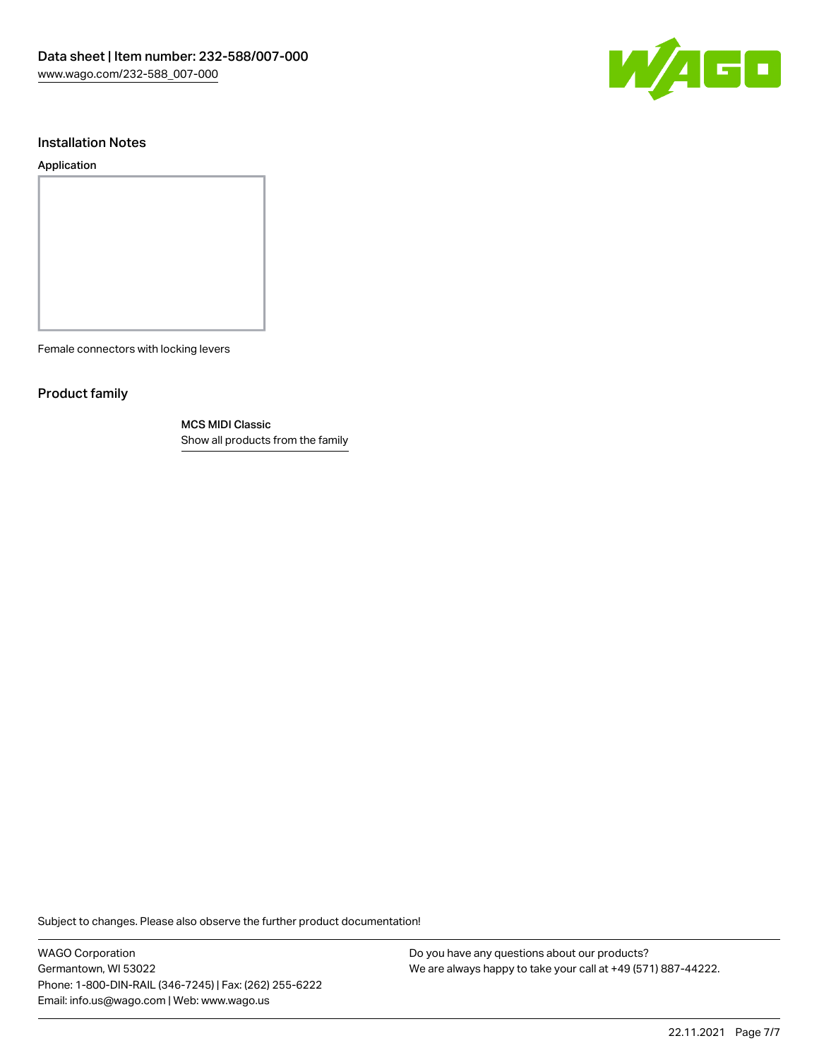## Installation Notes

### Application

Female connectors with locking levers

## Product family

**MCS MIDI Classic**
Show all products from the family

Subject to changes. Please also observe the further product documentation!

WAGO Corporation
Germantown, WI 53022
Phone: 1-800-DIN-RAIL (346-7245) | Fax: (262) 255-6222
Email: info.us@wago.com | Web: www.wago.us

Do you have any questions about our products?
We are always happy to take your call at +49 (571) 887-44222.